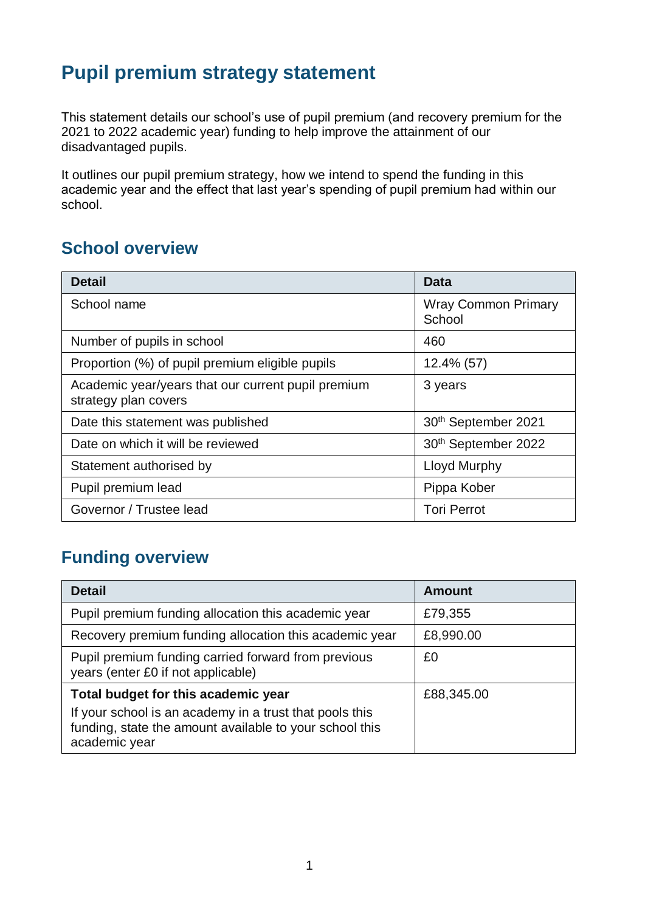# Pupil premium strategy statement

This statement details our school's use of pupil premium (and recovery premium for the 2021 to 2022 academic year) funding to help improve the attainment of our disadvantaged pupils.

It outlines our pupil premium strategy, how we intend to spend the funding in this academic year and the effect that last year's spending of pupil premium had within our school.

## School overview

| Detail | Data |
|---|---|
| School name | Wray Common Primary School |
| Number of pupils in school | 460 |
| Proportion (%) of pupil premium eligible pupils | 12.4% (57) |
| Academic year/years that our current pupil premium strategy plan covers | 3 years |
| Date this statement was published | 30th September 2021 |
| Date on which it will be reviewed | 30th September 2022 |
| Statement authorised by | Lloyd Murphy |
| Pupil premium lead | Pippa Kober |
| Governor / Trustee lead | Tori Perrot |

## Funding overview

| Detail | Amount |
|---|---|
| Pupil premium funding allocation this academic year | £79,355 |
| Recovery premium funding allocation this academic year | £8,990.00 |
| Pupil premium funding carried forward from previous years (enter £0 if not applicable) | £0 |
| **Total budget for this academic year**<br>If your school is an academy in a trust that pools this funding, state the amount available to your school this academic year | £88,345.00 |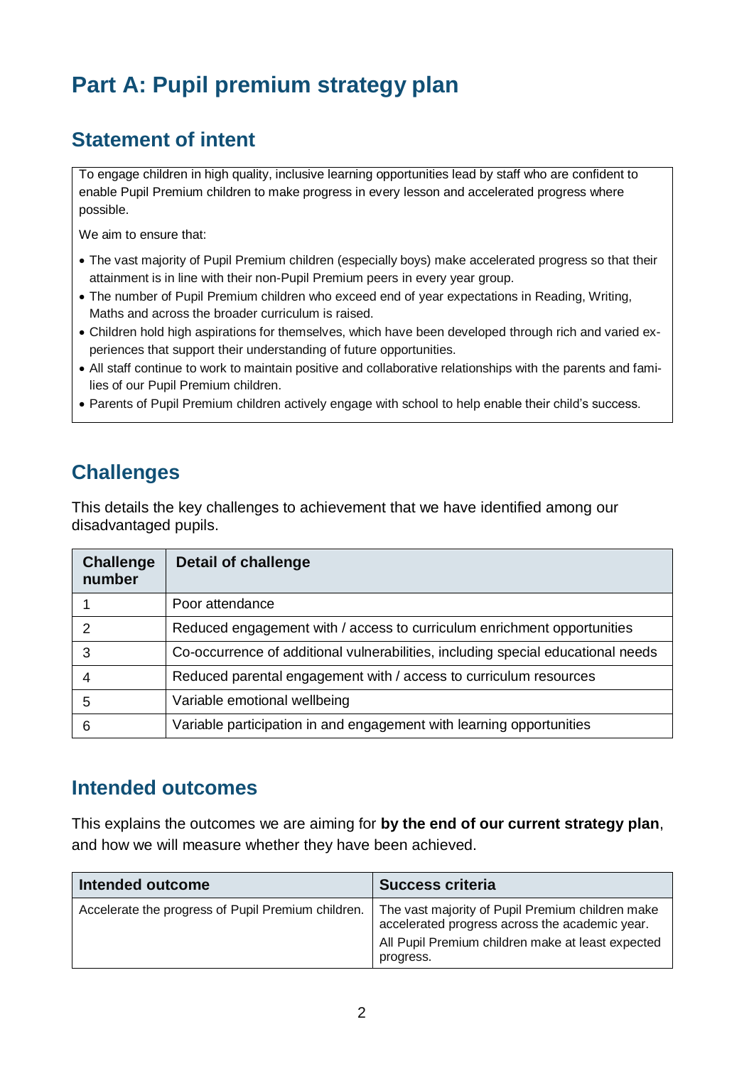# Part A: Pupil premium strategy plan

## Statement of intent

To engage children in high quality, inclusive learning opportunities lead by staff who are confident to enable Pupil Premium children to make progress in every lesson and accelerated progress where possible.

We aim to ensure that:

- The vast majority of Pupil Premium children (especially boys) make accelerated progress so that their attainment is in line with their non-Pupil Premium peers in every year group.
- The number of Pupil Premium children who exceed end of year expectations in Reading, Writing, Maths and across the broader curriculum is raised.
- Children hold high aspirations for themselves, which have been developed through rich and varied experiences that support their understanding of future opportunities.
- All staff continue to work to maintain positive and collaborative relationships with the parents and families of our Pupil Premium children.
- Parents of Pupil Premium children actively engage with school to help enable their child's success.

## Challenges

This details the key challenges to achievement that we have identified among our disadvantaged pupils.

| Challenge number | Detail of challenge |
| --- | --- |
| 1 | Poor attendance |
| 2 | Reduced engagement with / access to curriculum enrichment opportunities |
| 3 | Co-occurrence of additional vulnerabilities, including special educational needs |
| 4 | Reduced parental engagement with / access to curriculum resources |
| 5 | Variable emotional wellbeing |
| 6 | Variable participation in and engagement with learning opportunities |

## Intended outcomes

This explains the outcomes we are aiming for **by the end of our current strategy plan**, and how we will measure whether they have been achieved.

| Intended outcome | Success criteria |
| --- | --- |
| Accelerate the progress of Pupil Premium children. | The vast majority of Pupil Premium children make accelerated progress across the academic year.<br>All Pupil Premium children make at least expected progress. |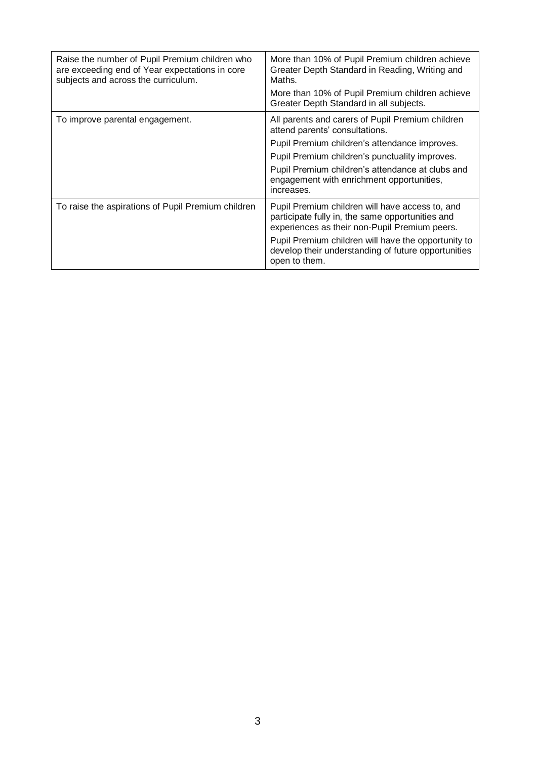| | |
|---|---|
| Raise the number of Pupil Premium children who are exceeding end of Year expectations in core subjects and across the curriculum. | More than 10% of Pupil Premium children achieve Greater Depth Standard in Reading, Writing and Maths.<br><br>More than 10% of Pupil Premium children achieve Greater Depth Standard in all subjects. |
| To improve parental engagement. | All parents and carers of Pupil Premium children attend parents' consultations.<br><br>Pupil Premium children's attendance improves.<br><br>Pupil Premium children's punctuality improves.<br><br>Pupil Premium children's attendance at clubs and engagement with enrichment opportunities, increases. |
| To raise the aspirations of Pupil Premium children | Pupil Premium children will have access to, and participate fully in, the same opportunities and experiences as their non-Pupil Premium peers.<br><br>Pupil Premium children will have the opportunity to develop their understanding of future opportunities open to them. |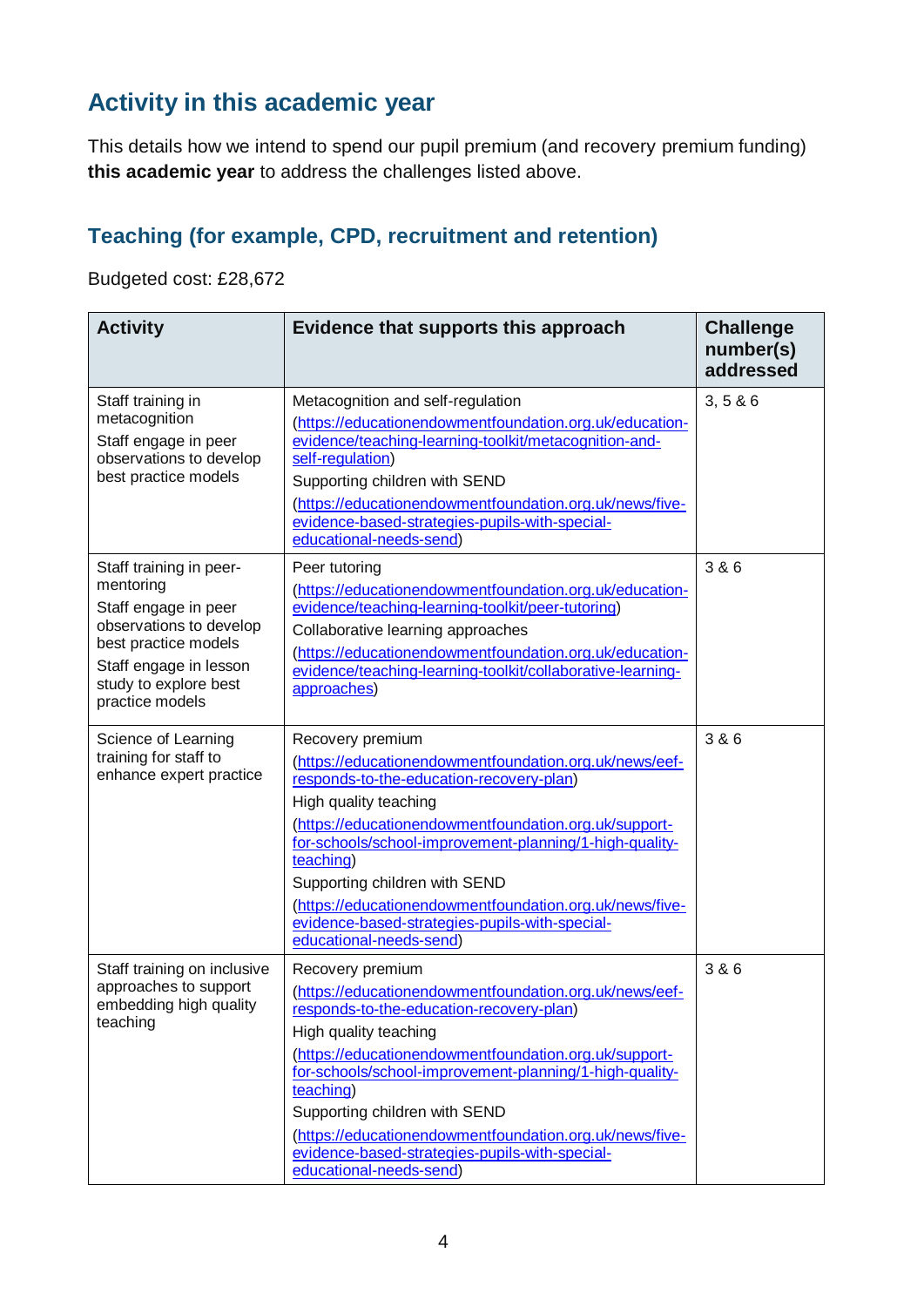## Activity in this academic year

This details how we intend to spend our pupil premium (and recovery premium funding) **this academic year** to address the challenges listed above.

### Teaching (for example, CPD, recruitment and retention)

Budgeted cost: £28,672

| Activity | Evidence that supports this approach | Challenge number(s) addressed |
|---|---|---|
| Staff training in metacognition<br>Staff engage in peer observations to develop best practice models | Metacognition and self-regulation<br>(https://educationendowmentfoundation.org.uk/education-evidence/teaching-learning-toolkit/metacognition-and-self-regulation)<br>Supporting children with SEND<br>(https://educationendowmentfoundation.org.uk/news/five-evidence-based-strategies-pupils-with-special-educational-needs-send) | 3, 5 & 6 |
| Staff training in peer-mentoring<br>Staff engage in peer observations to develop best practice models<br>Staff engage in lesson study to explore best practice models | Peer tutoring<br>(https://educationendowmentfoundation.org.uk/education-evidence/teaching-learning-toolkit/peer-tutoring)<br>Collaborative learning approaches<br>(https://educationendowmentfoundation.org.uk/education-evidence/teaching-learning-toolkit/collaborative-learning-approaches) | 3 & 6 |
| Science of Learning training for staff to enhance expert practice | Recovery premium<br>(https://educationendowmentfoundation.org.uk/news/eef-responds-to-the-education-recovery-plan)<br>High quality teaching<br>(https://educationendowmentfoundation.org.uk/support-for-schools/school-improvement-planning/1-high-quality-teaching)<br>Supporting children with SEND<br>(https://educationendowmentfoundation.org.uk/news/five-evidence-based-strategies-pupils-with-special-educational-needs-send) | 3 & 6 |
| Staff training on inclusive approaches to support embedding high quality teaching | Recovery premium<br>(https://educationendowmentfoundation.org.uk/news/eef-responds-to-the-education-recovery-plan)<br>High quality teaching<br>(https://educationendowmentfoundation.org.uk/support-for-schools/school-improvement-planning/1-high-quality-teaching)<br>Supporting children with SEND<br>(https://educationendowmentfoundation.org.uk/news/five-evidence-based-strategies-pupils-with-special-educational-needs-send) | 3 & 6 |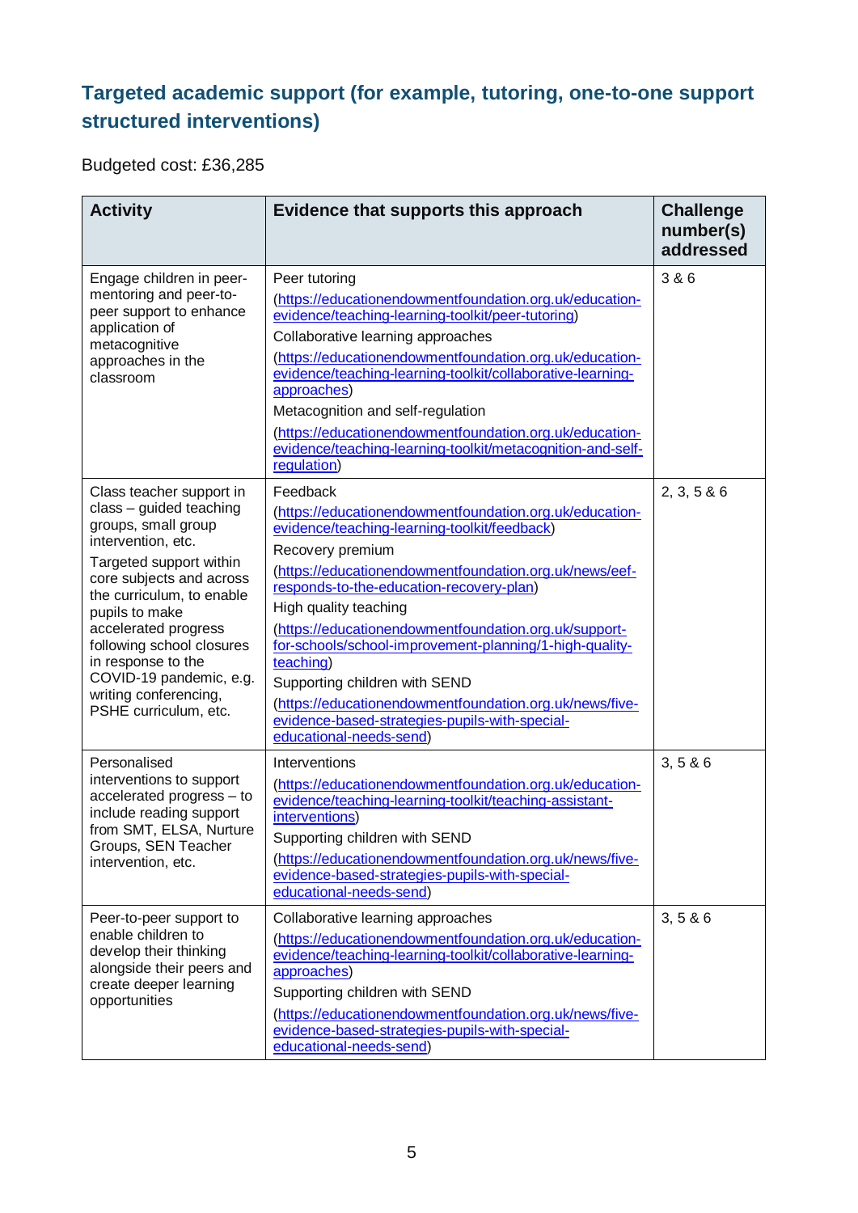## Targeted academic support (for example, tutoring, one-to-one support structured interventions)

Budgeted cost: £36,285

| Activity | Evidence that supports this approach | Challenge number(s) addressed |
|---|---|---|
| Engage children in peer-mentoring and peer-to-peer support to enhance application of metacognitive approaches in the classroom | Peer tutoring<br>(https://educationendowmentfoundation.org.uk/education-evidence/teaching-learning-toolkit/peer-tutoring)<br>Collaborative learning approaches<br>(https://educationendowmentfoundation.org.uk/education-evidence/teaching-learning-toolkit/collaborative-learning-approaches)<br>Metacognition and self-regulation<br>(https://educationendowmentfoundation.org.uk/education-evidence/teaching-learning-toolkit/metacognition-and-self-regulation) | 3 & 6 |
| Class teacher support in class – guided teaching groups, small group intervention, etc.<br>Targeted support within core subjects and across the curriculum, to enable pupils to make accelerated progress following school closures in response to the COVID-19 pandemic, e.g. writing conferencing, PSHE curriculum, etc. | Feedback<br>(https://educationendowmentfoundation.org.uk/education-evidence/teaching-learning-toolkit/feedback)<br>Recovery premium<br>(https://educationendowmentfoundation.org.uk/news/eef-responds-to-the-education-recovery-plan)<br>High quality teaching<br>(https://educationendowmentfoundation.org.uk/support-for-schools/school-improvement-planning/1-high-quality-teaching)<br>Supporting children with SEND<br>(https://educationendowmentfoundation.org.uk/news/five-evidence-based-strategies-pupils-with-special-educational-needs-send) | 2, 3, 5 & 6 |
| Personalised interventions to support accelerated progress – to include reading support from SMT, ELSA, Nurture Groups, SEN Teacher intervention, etc. | Interventions<br>(https://educationendowmentfoundation.org.uk/education-evidence/teaching-learning-toolkit/teaching-assistant-interventions)<br>Supporting children with SEND<br>(https://educationendowmentfoundation.org.uk/news/five-evidence-based-strategies-pupils-with-special-educational-needs-send) | 3, 5 & 6 |
| Peer-to-peer support to enable children to develop their thinking alongside their peers and create deeper learning opportunities | Collaborative learning approaches<br>(https://educationendowmentfoundation.org.uk/education-evidence/teaching-learning-toolkit/collaborative-learning-approaches)<br>Supporting children with SEND<br>(https://educationendowmentfoundation.org.uk/news/five-evidence-based-strategies-pupils-with-special-educational-needs-send) | 3, 5 & 6 |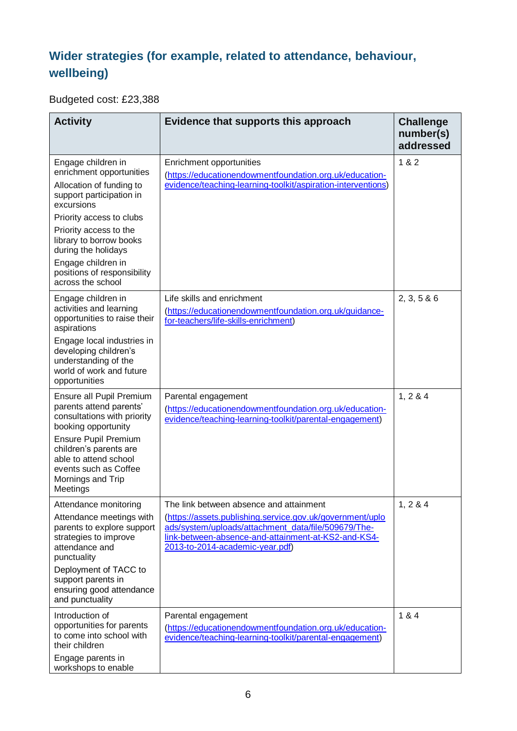## Wider strategies (for example, related to attendance, behaviour, wellbeing)

Budgeted cost: £23,388

| Activity | Evidence that supports this approach | Challenge number(s) addressed |
|---|---|---|
| Engage children in enrichment opportunities<br>Allocation of funding to support participation in excursions<br>Priority access to clubs<br>Priority access to the library to borrow books during the holidays<br>Engage children in positions of responsibility across the school | Enrichment opportunities<br>(https://educationendowmentfoundation.org.uk/education-evidence/teaching-learning-toolkit/aspiration-interventions) | 1 & 2 |
| Engage children in activities and learning opportunities to raise their aspirations<br>Engage local industries in developing children's understanding of the world of work and future opportunities | Life skills and enrichment<br>(https://educationendowmentfoundation.org.uk/guidance-for-teachers/life-skills-enrichment) | 2, 3, 5 & 6 |
| Ensure all Pupil Premium parents attend parents' consultations with priority booking opportunity<br>Ensure Pupil Premium children's parents are able to attend school events such as Coffee Mornings and Trip Meetings | Parental engagement<br>(https://educationendowmentfoundation.org.uk/education-evidence/teaching-learning-toolkit/parental-engagement) | 1, 2 & 4 |
| Attendance monitoring<br>Attendance meetings with parents to explore support strategies to improve attendance and punctuality<br>Deployment of TACC to support parents in ensuring good attendance and punctuality | The link between absence and attainment<br>(https://assets.publishing.service.gov.uk/government/uploads/system/uploads/attachment_data/file/509679/The-link-between-absence-and-attainment-at-KS2-and-KS4-2013-to-2014-academic-year.pdf) | 1, 2 & 4 |
| Introduction of opportunities for parents to come into school with their children<br>Engage parents in workshops to enable | Parental engagement<br>(https://educationendowmentfoundation.org.uk/education-evidence/teaching-learning-toolkit/parental-engagement) | 1 & 4 |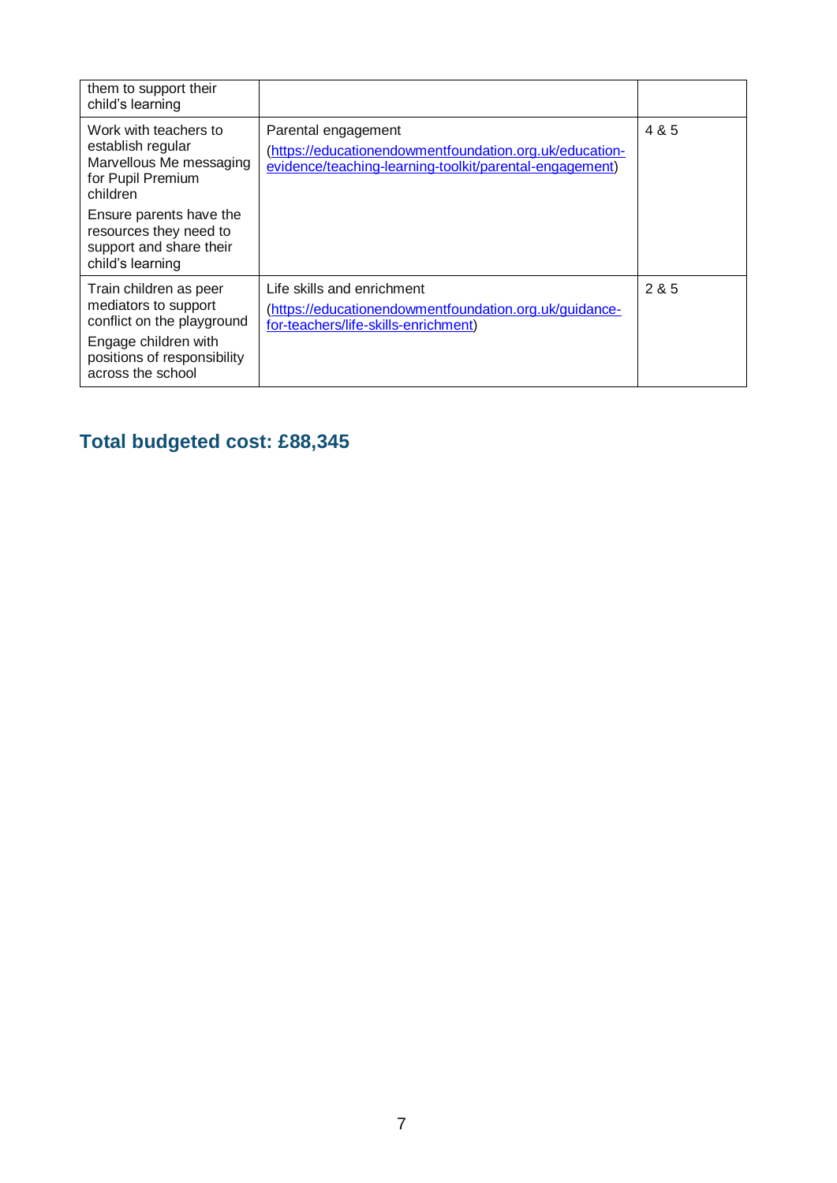| | | |
|---|---|---|
| them to support their child's learning | | |
| Work with teachers to establish regular Marvellous Me messaging for Pupil Premium children<br><br>Ensure parents have the resources they need to support and share their child's learning | Parental engagement<br>(https://educationendowmentfoundation.org.uk/education-evidence/teaching-learning-toolkit/parental-engagement) | 4 & 5 |
| Train children as peer mediators to support conflict on the playground<br><br>Engage children with positions of responsibility across the school | Life skills and enrichment<br>(https://educationendowmentfoundation.org.uk/guidance-for-teachers/life-skills-enrichment) | 2 & 5 |

## Total budgeted cost: £88,345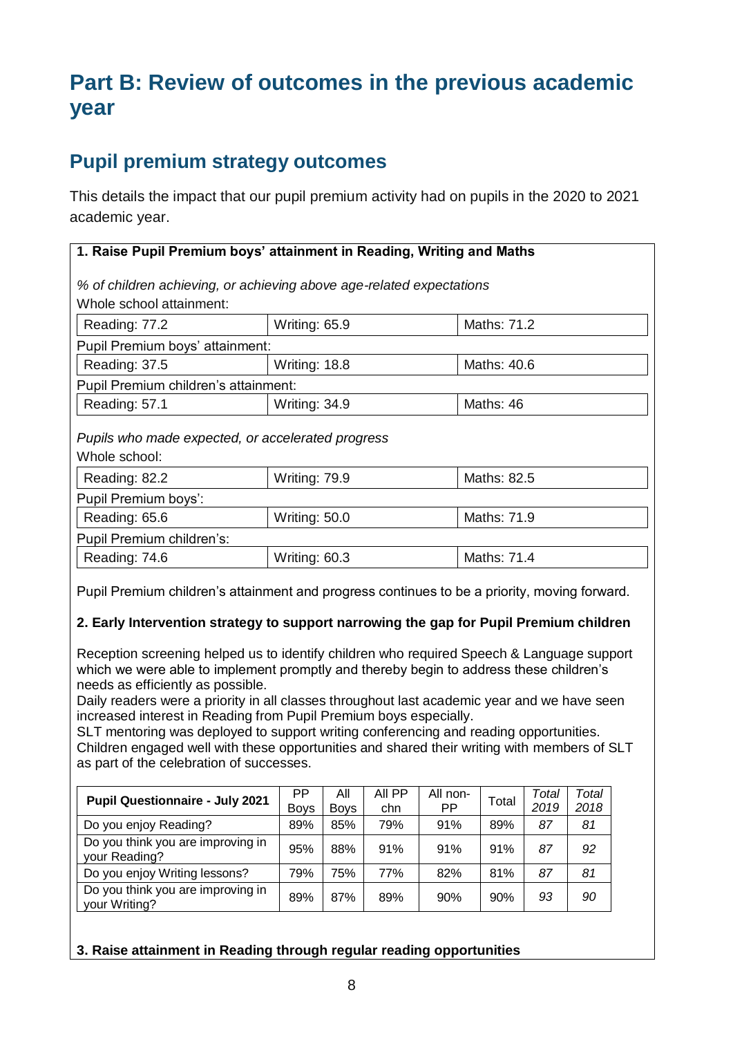# Part B: Review of outcomes in the previous academic year

## Pupil premium strategy outcomes

This details the impact that our pupil premium activity had on pupils in the 2020 to 2021 academic year.

**1. Raise Pupil Premium boys' attainment in Reading, Writing and Maths**

*% of children achieving, or achieving above age-related expectations*

Whole school attainment:

| Reading: 77.2 | Writing: 65.9 | Maths: 71.2 |
|---|---|---|

Pupil Premium boys' attainment:

| Reading: 37.5 | Writing: 18.8 | Maths: 40.6 |
|---|---|---|

Pupil Premium children's attainment:

| Reading: 57.1 | Writing: 34.9 | Maths: 46 |
|---|---|---|

*Pupils who made expected, or accelerated progress*

Whole school:

| Reading: 82.2 | Writing: 79.9 | Maths: 82.5 |
|---|---|---|

Pupil Premium boys':

| Reading: 65.6 | Writing: 50.0 | Maths: 71.9 |
|---|---|---|

Pupil Premium children's:

| Reading: 74.6 | Writing: 60.3 | Maths: 71.4 |
|---|---|---|

Pupil Premium children's attainment and progress continues to be a priority, moving forward.

**2. Early Intervention strategy to support narrowing the gap for Pupil Premium children**

Reception screening helped us to identify children who required Speech & Language support which we were able to implement promptly and thereby begin to address these children's needs as efficiently as possible.
Daily readers were a priority in all classes throughout last academic year and we have seen increased interest in Reading from Pupil Premium boys especially.
SLT mentoring was deployed to support writing conferencing and reading opportunities. Children engaged well with these opportunities and shared their writing with members of SLT as part of the celebration of successes.

| Pupil Questionnaire - July 2021 | PP Boys | All Boys | All PP chn | All non-PP | Total | *Total 2019* | *Total 2018* |
|---|---|---|---|---|---|---|---|
| Do you enjoy Reading? | 89% | 85% | 79% | 91% | 89% | *87* | *81* |
| Do you think you are improving in your Reading? | 95% | 88% | 91% | 91% | 91% | *87* | *92* |
| Do you enjoy Writing lessons? | 79% | 75% | 77% | 82% | 81% | *87* | *81* |
| Do you think you are improving in your Writing? | 89% | 87% | 89% | 90% | 90% | *93* | *90* |

**3. Raise attainment in Reading through regular reading opportunities**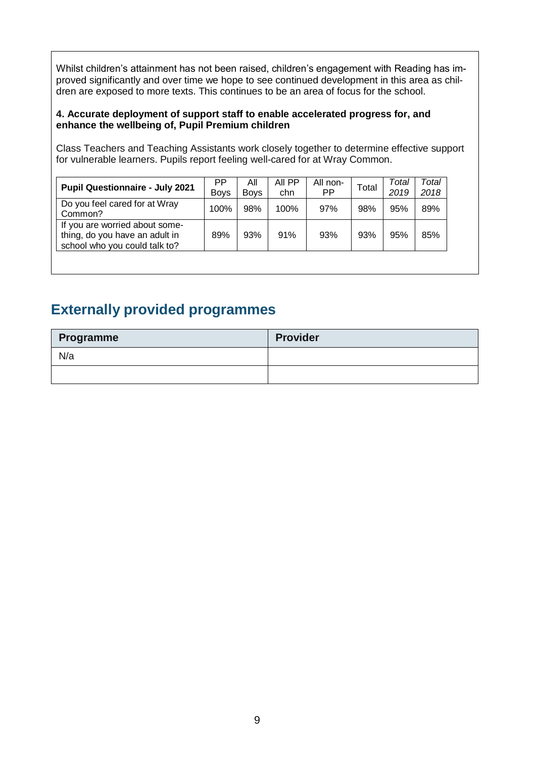Whilst children's attainment has not been raised, children's engagement with Reading has improved significantly and over time we hope to see continued development in this area as children are exposed to more texts. This continues to be an area of focus for the school.

**4. Accurate deployment of support staff to enable accelerated progress for, and enhance the wellbeing of, Pupil Premium children**

Class Teachers and Teaching Assistants work closely together to determine effective support for vulnerable learners. Pupils report feeling well-cared for at Wray Common.

| **Pupil Questionnaire - July 2021** | PP Boys | All Boys | All PP chn | All non-PP | Total | *Total 2019* | *Total 2018* |
|---|---|---|---|---|---|---|---|
| Do you feel cared for at Wray Common? | 100% | 98% | 100% | 97% | 98% | 95% | 89% |
| If you are worried about something, do you have an adult in school who you could talk to? | 89% | 93% | 91% | 93% | 93% | 95% | 85% |

## Externally provided programmes

| Programme | Provider |
|---|---|
| N/a | |
| | |